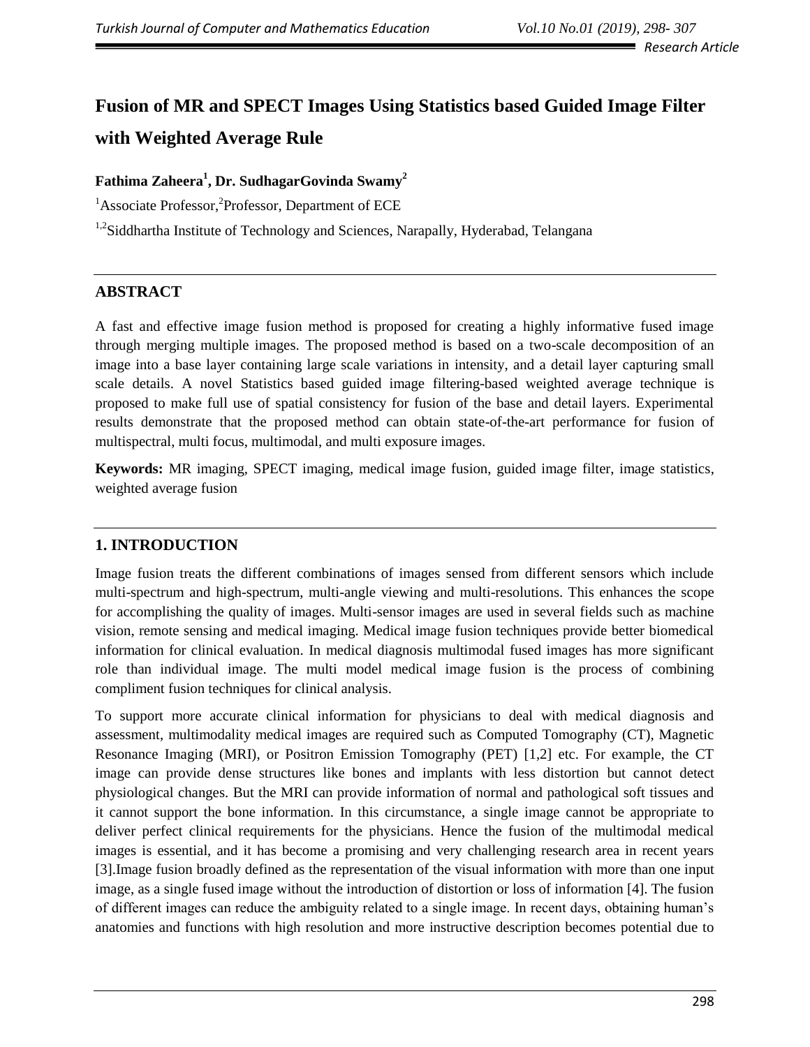# Fusion of MR and SPECT Images Using Statistics based Guided Image Filter with Weighted Average Rule

**Fathima Zaheera[1], Dr. SudhagarGovinda Swamy[2]**

[1]Associate Professor,[2]Professor, Department of ECE

[1,2]Siddhartha Institute of Technology and Sciences, Narapally, Hyderabad, Telangana

## ABSTRACT

A fast and effective image fusion method is proposed for creating a highly informative fused image through merging multiple images. The proposed method is based on a two-scale decomposition of an image into a base layer containing large scale variations in intensity, and a detail layer capturing small scale details. A novel Statistics based guided image filtering-based weighted average technique is proposed to make full use of spatial consistency for fusion of the base and detail layers. Experimental results demonstrate that the proposed method can obtain state-of-the-art performance for fusion of multispectral, multi focus, multimodal, and multi exposure images.

**Keywords:** MR imaging, SPECT imaging, medical image fusion, guided image filter, image statistics, weighted average fusion

## 1. INTRODUCTION

Image fusion treats the different combinations of images sensed from different sensors which include multi-spectrum and high-spectrum, multi-angle viewing and multi-resolutions. This enhances the scope for accomplishing the quality of images. Multi-sensor images are used in several fields such as machine vision, remote sensing and medical imaging. Medical image fusion techniques provide better biomedical information for clinical evaluation. In medical diagnosis multimodal fused images has more significant role than individual image. The multi model medical image fusion is the process of combining compliment fusion techniques for clinical analysis.

To support more accurate clinical information for physicians to deal with medical diagnosis and assessment, multimodality medical images are required such as Computed Tomography (CT), Magnetic Resonance Imaging (MRI), or Positron Emission Tomography (PET) [1,2] etc. For example, the CT image can provide dense structures like bones and implants with less distortion but cannot detect physiological changes. But the MRI can provide information of normal and pathological soft tissues and it cannot support the bone information. In this circumstance, a single image cannot be appropriate to deliver perfect clinical requirements for the physicians. Hence the fusion of the multimodal medical images is essential, and it has become a promising and very challenging research area in recent years [3].Image fusion broadly defined as the representation of the visual information with more than one input image, as a single fused image without the introduction of distortion or loss of information [4]. The fusion of different images can reduce the ambiguity related to a single image. In recent days, obtaining human's anatomies and functions with high resolution and more instructive description becomes potential due to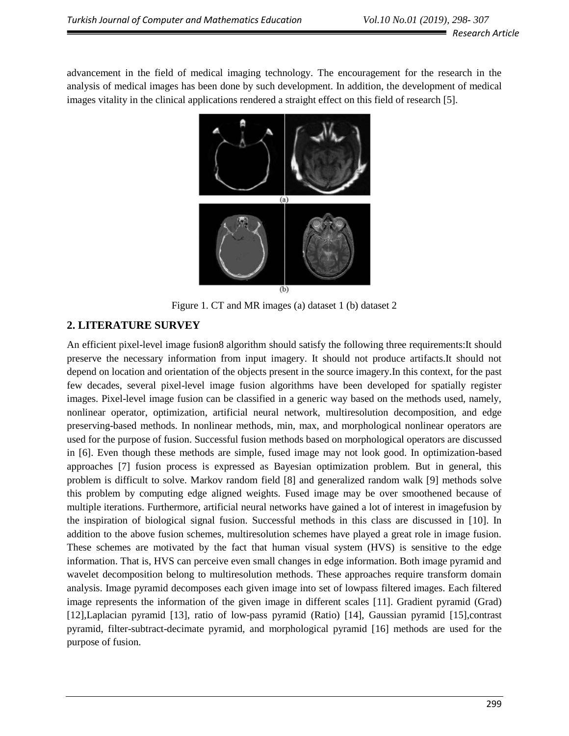advancement in the field of medical imaging technology. The encouragement for the research in the analysis of medical images has been done by such development. In addition, the development of medical images vitality in the clinical applications rendered a straight effect on this field of research [5].

Figure 1. CT and MR images (a) dataset 1 (b) dataset 2

## 2. LITERATURE SURVEY

An efficient pixel-level image fusion8 algorithm should satisfy the following three requirements:It should preserve the necessary information from input imagery. It should not produce artifacts.It should not depend on location and orientation of the objects present in the source imagery.In this context, for the past few decades, several pixel-level image fusion algorithms have been developed for spatially register images. Pixel-level image fusion can be classified in a generic way based on the methods used, namely, nonlinear operator, optimization, artificial neural network, multiresolution decomposition, and edge preserving-based methods. In nonlinear methods, min, max, and morphological nonlinear operators are used for the purpose of fusion. Successful fusion methods based on morphological operators are discussed in [6]. Even though these methods are simple, fused image may not look good. In optimization-based approaches [7] fusion process is expressed as Bayesian optimization problem. But in general, this problem is difficult to solve. Markov random field [8] and generalized random walk [9] methods solve this problem by computing edge aligned weights. Fused image may be over smoothened because of multiple iterations. Furthermore, artificial neural networks have gained a lot of interest in imagefusion by the inspiration of biological signal fusion. Successful methods in this class are discussed in [10]. In addition to the above fusion schemes, multiresolution schemes have played a great role in image fusion. These schemes are motivated by the fact that human visual system (HVS) is sensitive to the edge information. That is, HVS can perceive even small changes in edge information. Both image pyramid and wavelet decomposition belong to multiresolution methods. These approaches require transform domain analysis. Image pyramid decomposes each given image into set of lowpass filtered images. Each filtered image represents the information of the given image in different scales [11]. Gradient pyramid (Grad) [12],Laplacian pyramid [13], ratio of low-pass pyramid (Ratio) [14], Gaussian pyramid [15],contrast pyramid, filter-subtract-decimate pyramid, and morphological pyramid [16] methods are used for the purpose of fusion.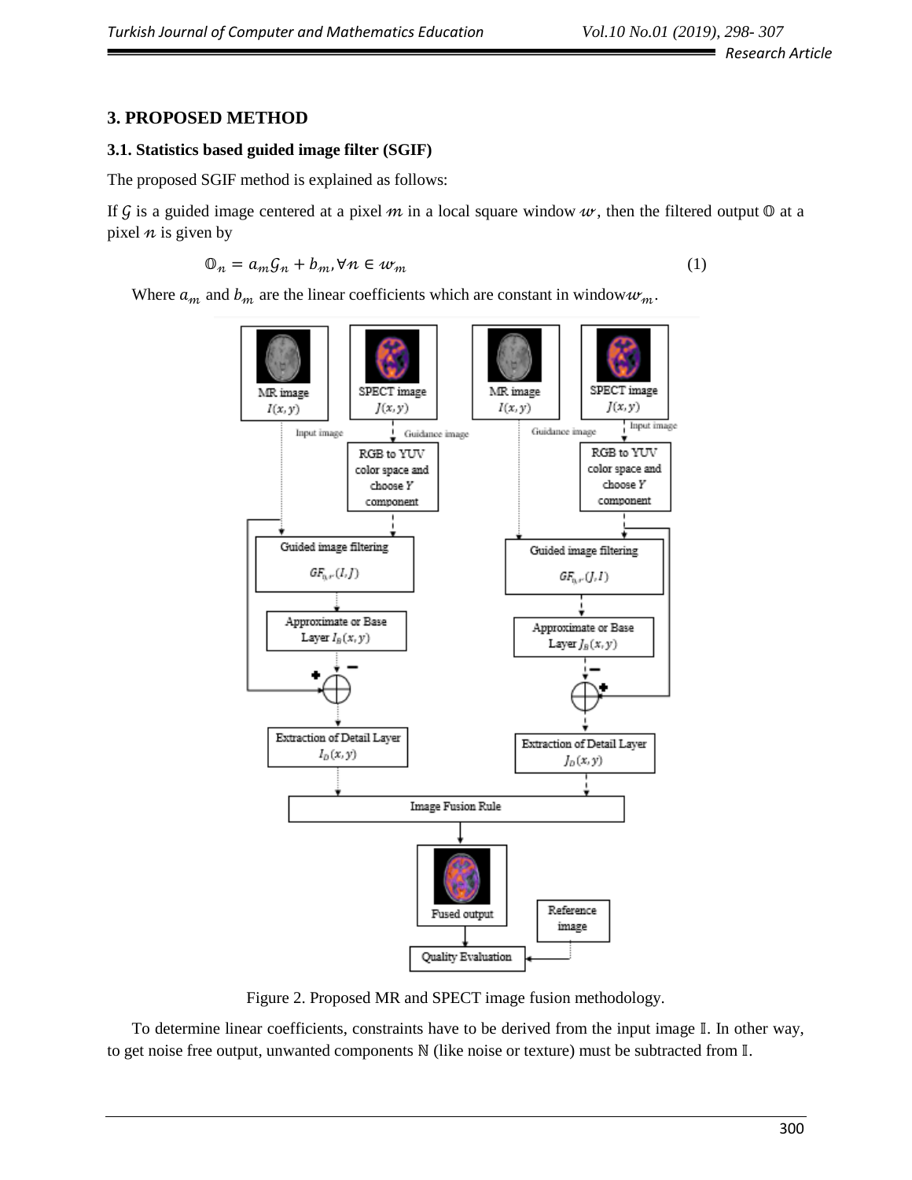## 3. PROPOSED METHOD

### 3.1. Statistics based guided image filter (SGIF)

The proposed SGIF method is explained as follows:

If $\mathcal{G}$ is a guided image centered at a pixel $m$ in a local square window $w$, then the filtered output $\mathbb{O}$ at a pixel $n$ is given by

$$\mathbb{O}_n = a_m \mathcal{G}_n + b_m, \forall n \in w_m \quad (1)$$

Where $a_m$ and $b_m$ are the linear coefficients which are constant in window $w_m$.

Figure 2. Proposed MR and SPECT image fusion methodology.

To determine linear coefficients, constraints have to be derived from the input image $\mathbb{I}$. In other way, to get noise free output, unwanted components $\mathbb{N}$ (like noise or texture) must be subtracted from $\mathbb{I}$.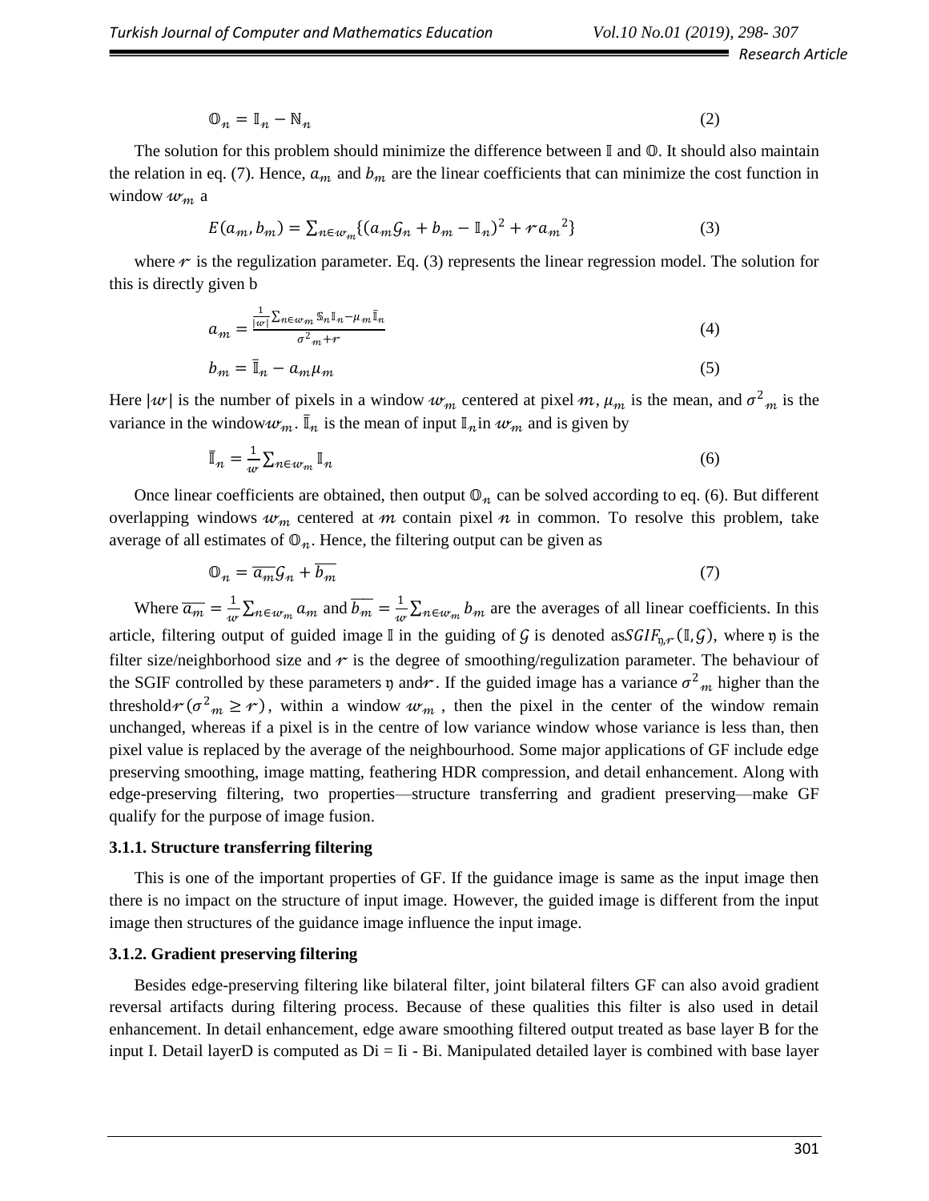$$\mathbb{O}_n = \mathbb{I}_n - \mathbb{N}_n \tag{2}$$

The solution for this problem should minimize the difference between $\mathbb{I}$ and $\mathbb{O}$. It should also maintain the relation in eq. (7). Hence, $a_m$ and $b_m$ are the linear coefficients that can minimize the cost function in window $w_m$ a

$$E(a_m, b_m) = \sum_{n \in w_m} \{(a_m \mathcal{G}_n + b_m - \mathbb{I}_n)^2 + r {a_m}^2\} \tag{3}$$

where $r$ is the regulization parameter. Eq. (3) represents the linear regression model. The solution for this is directly given b

$$a_m = \frac{\frac{1}{|w|}\sum_{n \in w_m} \mathbb{S}_n \mathbb{I}_n - \mu_m \bar{\mathbb{I}}_n}{{\sigma^2}_m + r} \tag{4}$$

$$b_m = \bar{\mathbb{I}}_n - a_m \mu_m \tag{5}$$

Here $|w|$ is the number of pixels in a window $w_m$ centered at pixel $m$, $\mu_m$ is the mean, and ${\sigma^2}_m$ is the variance in the window$w_m$. $\bar{\mathbb{I}}_n$ is the mean of input $\mathbb{I}_n$in $w_m$ and is given by

$$\bar{\mathbb{I}}_n = \frac{1}{w} \sum_{n \in w_m} \mathbb{I}_n \tag{6}$$

Once linear coefficients are obtained, then output $\mathbb{O}_n$ can be solved according to eq. (6). But different overlapping windows $w_m$ centered at $m$ contain pixel $n$ in common. To resolve this problem, take average of all estimates of $\mathbb{O}_n$. Hence, the filtering output can be given as

$$\mathbb{O}_n = \overline{a_m} \mathcal{G}_n + \overline{b_m} \tag{7}$$

Where $\overline{a_m} = \frac{1}{w} \sum_{n \in w_m} a_m$ and $\overline{b_m} = \frac{1}{w} \sum_{n \in w_m} b_m$ are the averages of all linear coefficients. In this article, filtering output of guided image $\mathbb{I}$ in the guiding of $\mathcal{G}$ is denoted as$SGIF_{\mathfrak{y},r}(\mathbb{I}, \mathcal{G})$, where $\mathfrak{y}$ is the filter size/neighborhood size and $r$ is the degree of smoothing/regulization parameter. The behaviour of the SGIF controlled by these parameters $\mathfrak{y}$ and$r$. If the guided image has a variance ${\sigma^2}_m$ higher than the threshold$r\,({\sigma^2}_m \geq r)$, within a window $w_m$ , then the pixel in the center of the window remain unchanged, whereas if a pixel is in the centre of low variance window whose variance is less than, then pixel value is replaced by the average of the neighbourhood. Some major applications of GF include edge preserving smoothing, image matting, feathering HDR compression, and detail enhancement. Along with edge-preserving filtering, two properties—structure transferring and gradient preserving—make GF qualify for the purpose of image fusion.

### 3.1.1. Structure transferring filtering

This is one of the important properties of GF. If the guidance image is same as the input image then there is no impact on the structure of input image. However, the guided image is different from the input image then structures of the guidance image influence the input image.

### 3.1.2. Gradient preserving filtering

Besides edge-preserving filtering like bilateral filter, joint bilateral filters GF can also avoid gradient reversal artifacts during filtering process. Because of these qualities this filter is also used in detail enhancement. In detail enhancement, edge aware smoothing filtered output treated as base layer B for the input I. Detail layerD is computed as Di = Ii - Bi. Manipulated detailed layer is combined with base layer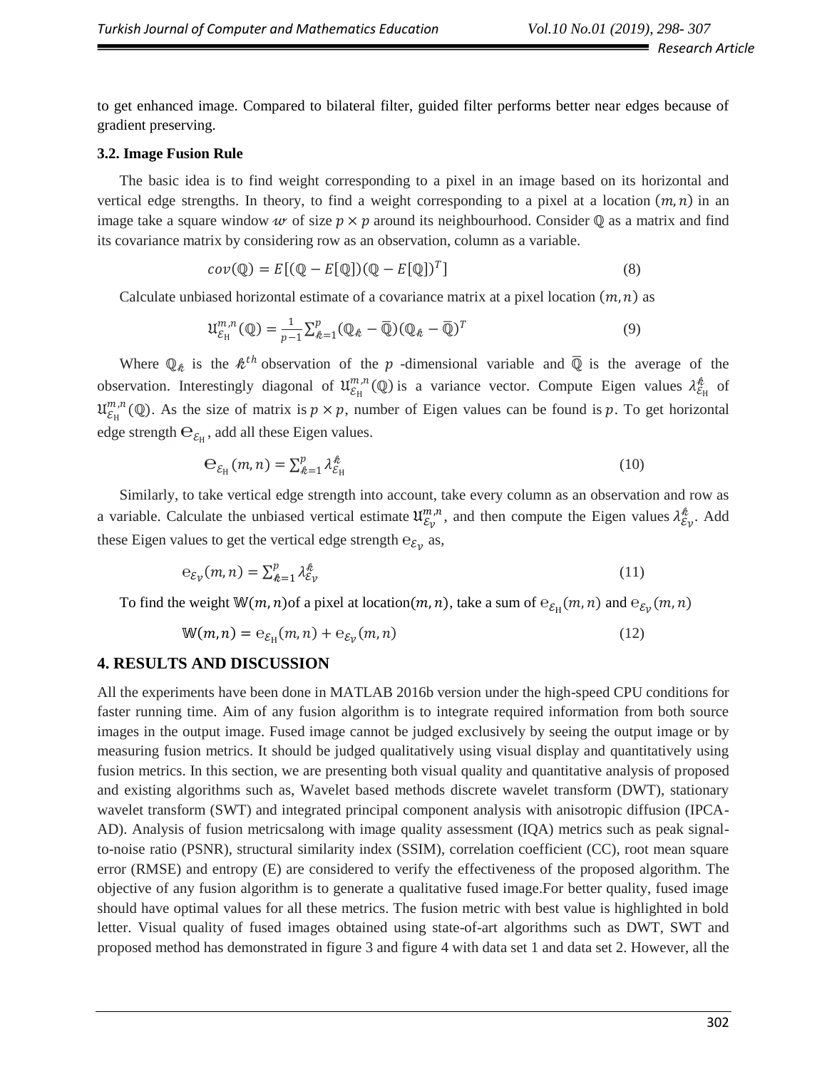to get enhanced image. Compared to bilateral filter, guided filter performs better near edges because of gradient preserving.

### 3.2. Image Fusion Rule

The basic idea is to find weight corresponding to a pixel in an image based on its horizontal and vertical edge strengths. In theory, to find a weight corresponding to a pixel at a location $(m, n)$ in an image take a square window $w$ of size $p \times p$ around its neighbourhood. Consider $\mathbb{Q}$ as a matrix and find its covariance matrix by considering row as an observation, column as a variable.

$$cov(\mathbb{Q}) = E[(\mathbb{Q} - E[\mathbb{Q}])(\mathbb{Q} - E[\mathbb{Q}])^T] \tag{8}$$

Calculate unbiased horizontal estimate of a covariance matrix at a pixel location $(m, n)$ as

$$\mathfrak{U}_{\mathcal{E}_{\mathrm{H}}}^{m,n}(\mathbb{Q}) = \frac{1}{p-1} \sum_{k=1}^{p} (\mathbb{Q}_k - \overline{\mathbb{Q}})(\mathbb{Q}_k - \overline{\mathbb{Q}})^T \tag{9}$$

Where $\mathbb{Q}_k$ is the $k^{th}$ observation of the $p$ -dimensional variable and $\overline{\mathbb{Q}}$ is the average of the observation. Interestingly diagonal of $\mathfrak{U}_{\mathcal{E}_{\mathrm{H}}}^{m,n}(\mathbb{Q})$ is a variance vector. Compute Eigen values $\lambda_{\mathcal{E}_{\mathrm{H}}}^{k}$ of $\mathfrak{U}_{\mathcal{E}_{\mathrm{H}}}^{m,n}(\mathbb{Q})$. As the size of matrix is $p \times p$, number of Eigen values can be found is $p$. To get horizontal edge strength $\mathrm{e}_{\mathcal{E}_{\mathrm{H}}}$, add all these Eigen values.

$$\mathrm{e}_{\mathcal{E}_{\mathrm{H}}}(m, n) = \sum_{k=1}^{p} \lambda_{\mathcal{E}_{\mathrm{H}}}^{k} \tag{10}$$

Similarly, to take vertical edge strength into account, take every column as an observation and row as a variable. Calculate the unbiased vertical estimate $\mathfrak{U}_{\mathcal{E}_{v}}^{m,n}$, and then compute the Eigen values $\lambda_{\mathcal{E}_{v}}^{k}$. Add these Eigen values to get the vertical edge strength $\mathrm{e}_{\mathcal{E}_{v}}$ as,

$$\mathrm{e}_{\mathcal{E}_{v}}(m, n) = \sum_{k=1}^{p} \lambda_{\mathcal{E}_{v}}^{k} \tag{11}$$

To find the weight $\mathbb{W}(m, n)$ of a pixel at location $(m, n)$, take a sum of $\mathrm{e}_{\mathcal{E}_{\mathrm{H}}}(m, n)$ and $\mathrm{e}_{\mathcal{E}_{v}}(m, n)$

$$\mathbb{W}(m, n) = \mathrm{e}_{\mathcal{E}_{\mathrm{H}}}(m, n) + \mathrm{e}_{\mathcal{E}_{v}}(m, n) \tag{12}$$

## 4. RESULTS AND DISCUSSION

All the experiments have been done in MATLAB 2016b version under the high-speed CPU conditions for faster running time. Aim of any fusion algorithm is to integrate required information from both source images in the output image. Fused image cannot be judged exclusively by seeing the output image or by measuring fusion metrics. It should be judged qualitatively using visual display and quantitatively using fusion metrics. In this section, we are presenting both visual quality and quantitative analysis of proposed and existing algorithms such as, Wavelet based methods discrete wavelet transform (DWT), stationary wavelet transform (SWT) and integrated principal component analysis with anisotropic diffusion (IPCA-AD). Analysis of fusion metricsalong with image quality assessment (IQA) metrics such as peak signal-to-noise ratio (PSNR), structural similarity index (SSIM), correlation coefficient (CC), root mean square error (RMSE) and entropy (E) are considered to verify the effectiveness of the proposed algorithm. The objective of any fusion algorithm is to generate a qualitative fused image.For better quality, fused image should have optimal values for all these metrics. The fusion metric with best value is highlighted in bold letter. Visual quality of fused images obtained using state-of-art algorithms such as DWT, SWT and proposed method has demonstrated in figure 3 and figure 4 with data set 1 and data set 2. However, all the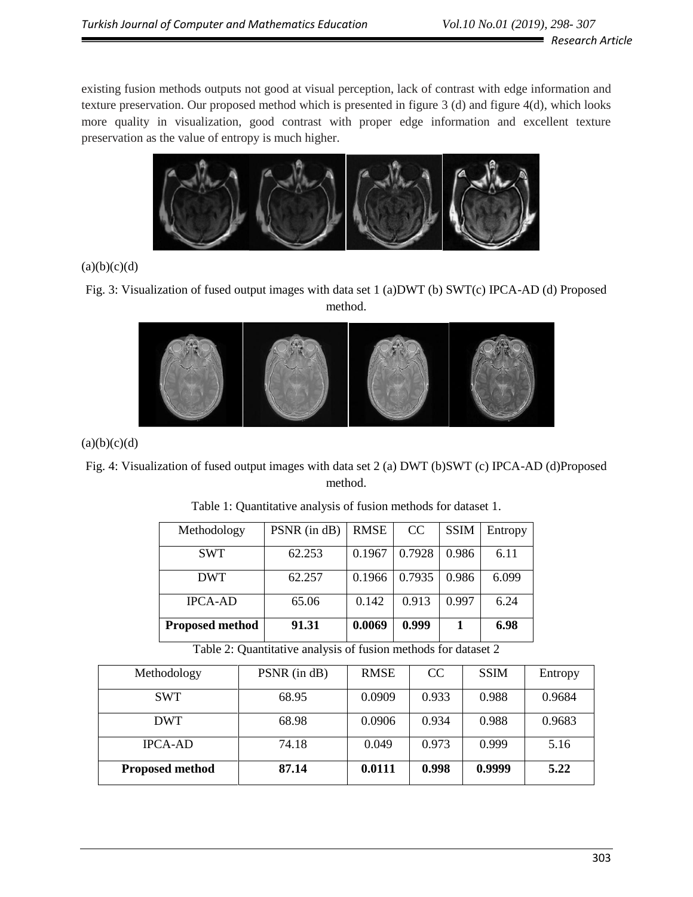existing fusion methods outputs not good at visual perception, lack of contrast with edge information and texture preservation. Our proposed method which is presented in figure 3 (d) and figure 4(d), which looks more quality in visualization, good contrast with proper edge information and excellent texture preservation as the value of entropy is much higher.

(a)(b)(c)(d)

Fig. 3: Visualization of fused output images with data set 1 (a)DWT (b) SWT(c) IPCA-AD (d) Proposed method.

(a)(b)(c)(d)

Fig. 4: Visualization of fused output images with data set 2 (a) DWT (b)SWT (c) IPCA-AD (d)Proposed method.

Table 1: Quantitative analysis of fusion methods for dataset 1.

| Methodology | PSNR (in dB) | RMSE | CC | SSIM | Entropy |
|---|---|---|---|---|---|
| SWT | 62.253 | 0.1967 | 0.7928 | 0.986 | 6.11 |
| DWT | 62.257 | 0.1966 | 0.7935 | 0.986 | 6.099 |
| IPCA-AD | 65.06 | 0.142 | 0.913 | 0.997 | 6.24 |
| **Proposed method** | **91.31** | **0.0069** | **0.999** | **1** | **6.98** |

Table 2: Quantitative analysis of fusion methods for dataset 2

| Methodology | PSNR (in dB) | RMSE | CC | SSIM | Entropy |
|---|---|---|---|---|---|
| SWT | 68.95 | 0.0909 | 0.933 | 0.988 | 0.9684 |
| DWT | 68.98 | 0.0906 | 0.934 | 0.988 | 0.9683 |
| IPCA-AD | 74.18 | 0.049 | 0.973 | 0.999 | 5.16 |
| **Proposed method** | **87.14** | **0.0111** | **0.998** | **0.9999** | **5.22** |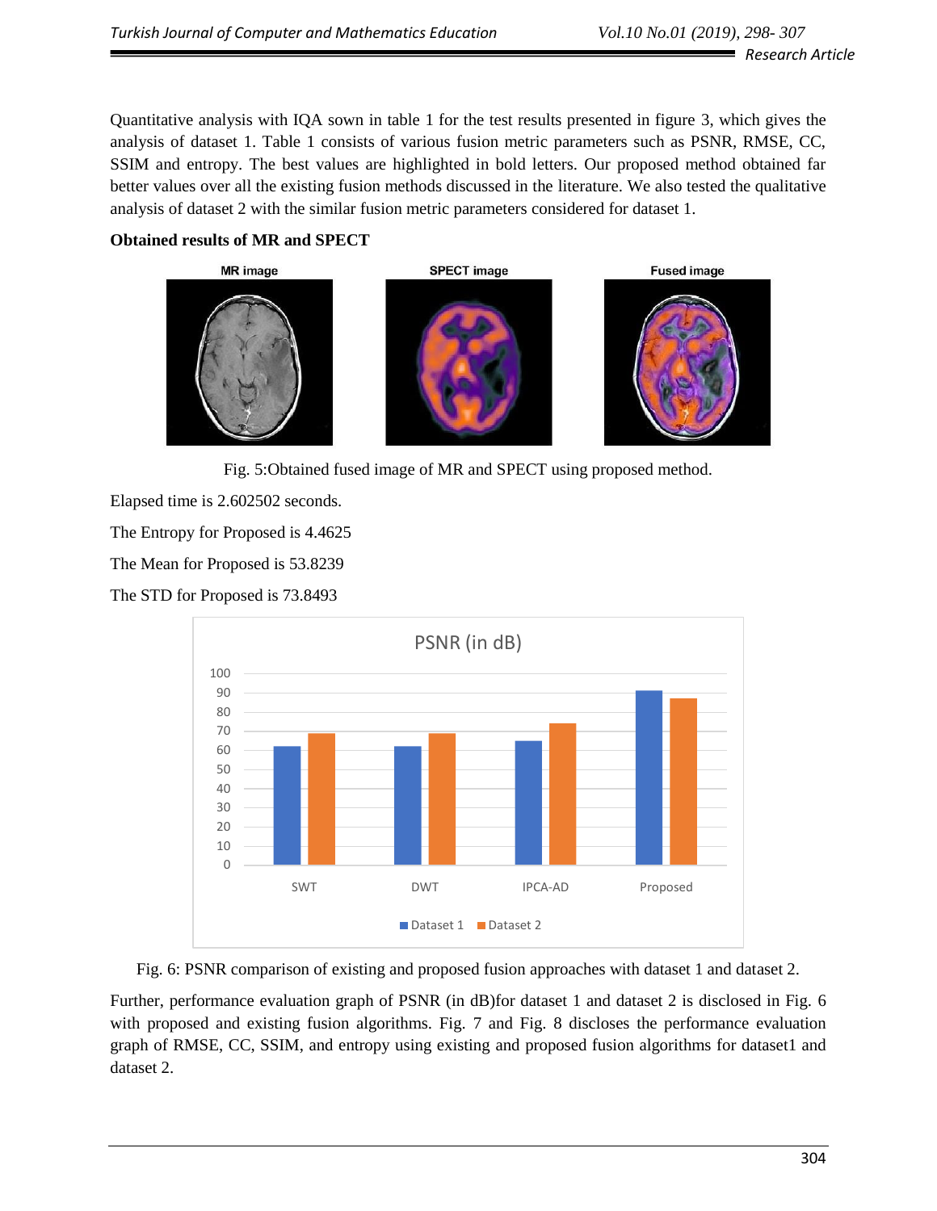Quantitative analysis with IQA sown in table 1 for the test results presented in figure 3, which gives the analysis of dataset 1. Table 1 consists of various fusion metric parameters such as PSNR, RMSE, CC, SSIM and entropy. The best values are highlighted in bold letters. Our proposed method obtained far better values over all the existing fusion methods discussed in the literature. We also tested the qualitative analysis of dataset 2 with the similar fusion metric parameters considered for dataset 1.

**Obtained results of MR and SPECT**

Fig. 5:Obtained fused image of MR and SPECT using proposed method.

Elapsed time is 2.602502 seconds.

The Entropy for Proposed is 4.4625

The Mean for Proposed is 53.8239

The STD for Proposed is 73.8493

Fig. 6: PSNR comparison of existing and proposed fusion approaches with dataset 1 and dataset 2.

Further, performance evaluation graph of PSNR (in dB)for dataset 1 and dataset 2 is disclosed in Fig. 6 with proposed and existing fusion algorithms. Fig. 7 and Fig. 8 discloses the performance evaluation graph of RMSE, CC, SSIM, and entropy using existing and proposed fusion algorithms for dataset1 and dataset 2.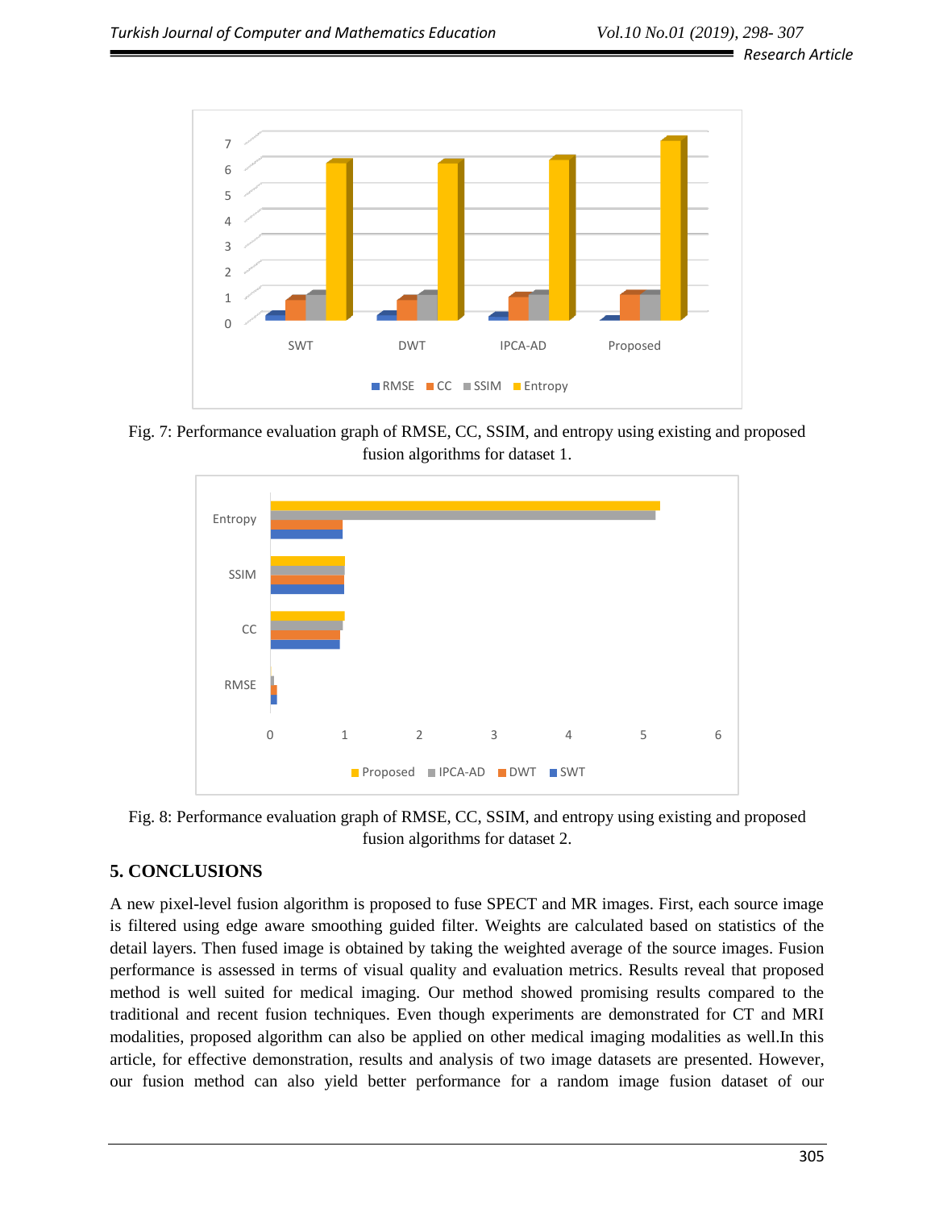Fig. 7: Performance evaluation graph of RMSE, CC, SSIM, and entropy using existing and proposed fusion algorithms for dataset 1.

Fig. 8: Performance evaluation graph of RMSE, CC, SSIM, and entropy using existing and proposed fusion algorithms for dataset 2.

## 5. CONCLUSIONS

A new pixel-level fusion algorithm is proposed to fuse SPECT and MR images. First, each source image is filtered using edge aware smoothing guided filter. Weights are calculated based on statistics of the detail layers. Then fused image is obtained by taking the weighted average of the source images. Fusion performance is assessed in terms of visual quality and evaluation metrics. Results reveal that proposed method is well suited for medical imaging. Our method showed promising results compared to the traditional and recent fusion techniques. Even though experiments are demonstrated for CT and MRI modalities, proposed algorithm can also be applied on other medical imaging modalities as well.In this article, for effective demonstration, results and analysis of two image datasets are presented. However, our fusion method can also yield better performance for a random image fusion dataset of our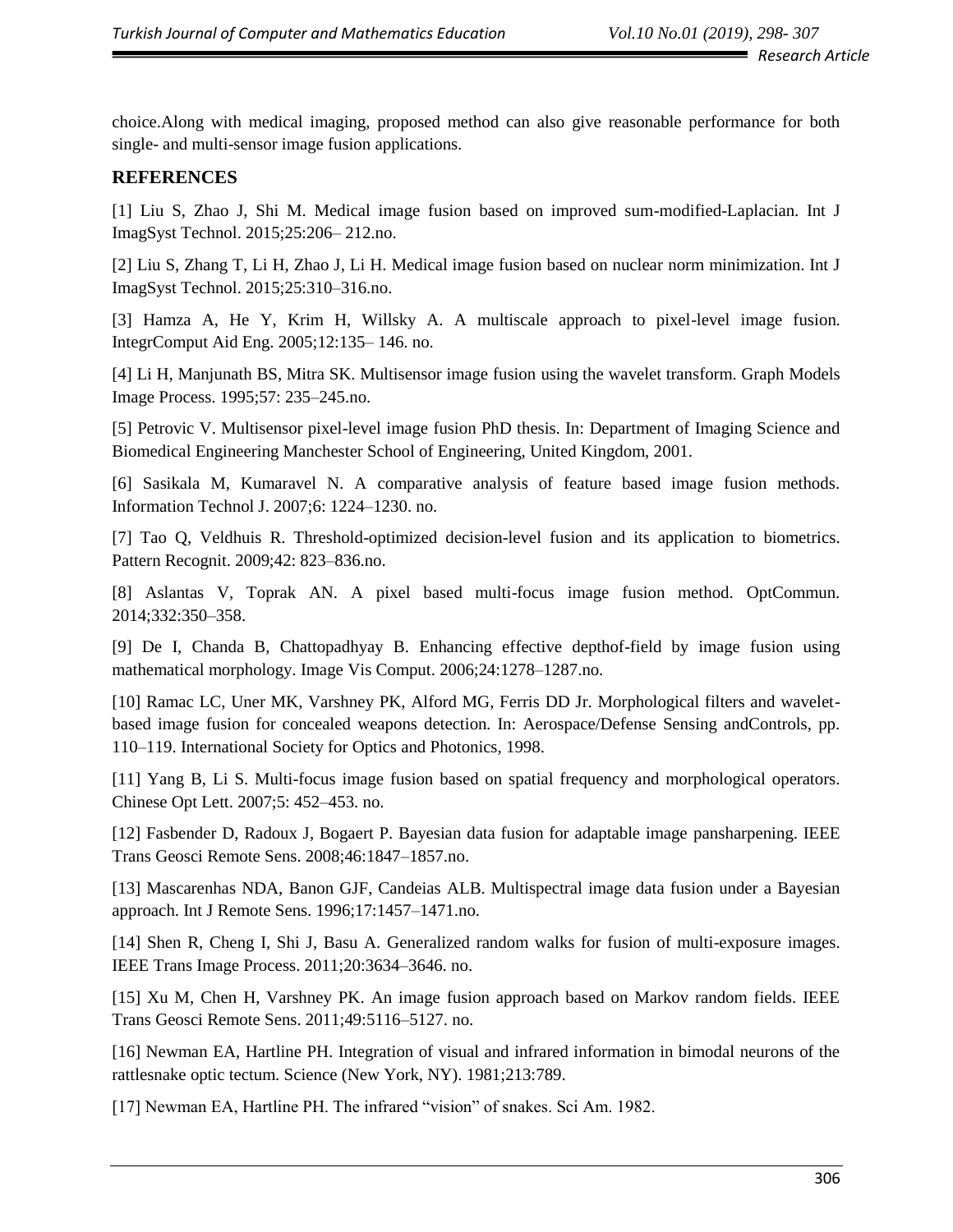choice.Along with medical imaging, proposed method can also give reasonable performance for both single- and multi-sensor image fusion applications.

## REFERENCES

[1] Liu S, Zhao J, Shi M. Medical image fusion based on improved sum-modified-Laplacian. Int J ImagSyst Technol. 2015;25:206– 212.no.

[2] Liu S, Zhang T, Li H, Zhao J, Li H. Medical image fusion based on nuclear norm minimization. Int J ImagSyst Technol. 2015;25:310–316.no.

[3] Hamza A, He Y, Krim H, Willsky A. A multiscale approach to pixel-level image fusion. IntegrComput Aid Eng. 2005;12:135– 146. no.

[4] Li H, Manjunath BS, Mitra SK. Multisensor image fusion using the wavelet transform. Graph Models Image Process. 1995;57: 235–245.no.

[5] Petrovic V. Multisensor pixel-level image fusion PhD thesis. In: Department of Imaging Science and Biomedical Engineering Manchester School of Engineering, United Kingdom, 2001.

[6] Sasikala M, Kumaravel N. A comparative analysis of feature based image fusion methods. Information Technol J. 2007;6: 1224–1230. no.

[7] Tao Q, Veldhuis R. Threshold-optimized decision-level fusion and its application to biometrics. Pattern Recognit. 2009;42: 823–836.no.

[8] Aslantas V, Toprak AN. A pixel based multi-focus image fusion method. OptCommun. 2014;332:350–358.

[9] De I, Chanda B, Chattopadhyay B. Enhancing effective depthof-field by image fusion using mathematical morphology. Image Vis Comput. 2006;24:1278–1287.no.

[10] Ramac LC, Uner MK, Varshney PK, Alford MG, Ferris DD Jr. Morphological filters and wavelet-based image fusion for concealed weapons detection. In: Aerospace/Defense Sensing andControls, pp. 110–119. International Society for Optics and Photonics, 1998.

[11] Yang B, Li S. Multi-focus image fusion based on spatial frequency and morphological operators. Chinese Opt Lett. 2007;5: 452–453. no.

[12] Fasbender D, Radoux J, Bogaert P. Bayesian data fusion for adaptable image pansharpening. IEEE Trans Geosci Remote Sens. 2008;46:1847–1857.no.

[13] Mascarenhas NDA, Banon GJF, Candeias ALB. Multispectral image data fusion under a Bayesian approach. Int J Remote Sens. 1996;17:1457–1471.no.

[14] Shen R, Cheng I, Shi J, Basu A. Generalized random walks for fusion of multi-exposure images. IEEE Trans Image Process. 2011;20:3634–3646. no.

[15] Xu M, Chen H, Varshney PK. An image fusion approach based on Markov random fields. IEEE Trans Geosci Remote Sens. 2011;49:5116–5127. no.

[16] Newman EA, Hartline PH. Integration of visual and infrared information in bimodal neurons of the rattlesnake optic tectum. Science (New York, NY). 1981;213:789.

[17] Newman EA, Hartline PH. The infrared "vision" of snakes. Sci Am. 1982.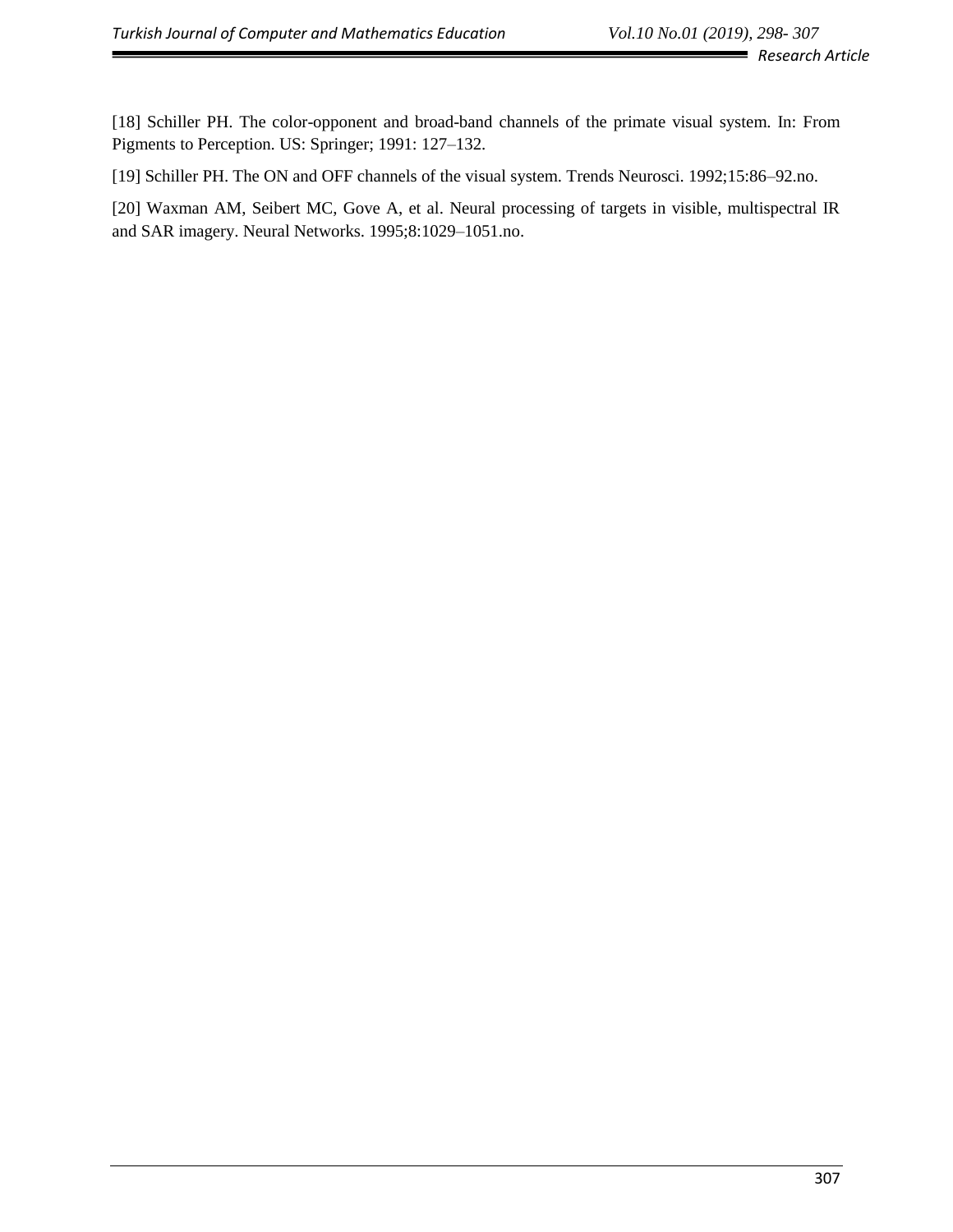[18] Schiller PH. The color-opponent and broad-band channels of the primate visual system. In: From Pigments to Perception. US: Springer; 1991: 127–132.

[19] Schiller PH. The ON and OFF channels of the visual system. Trends Neurosci. 1992;15:86–92.no.

[20] Waxman AM, Seibert MC, Gove A, et al. Neural processing of targets in visible, multispectral IR and SAR imagery. Neural Networks. 1995;8:1029–1051.no.